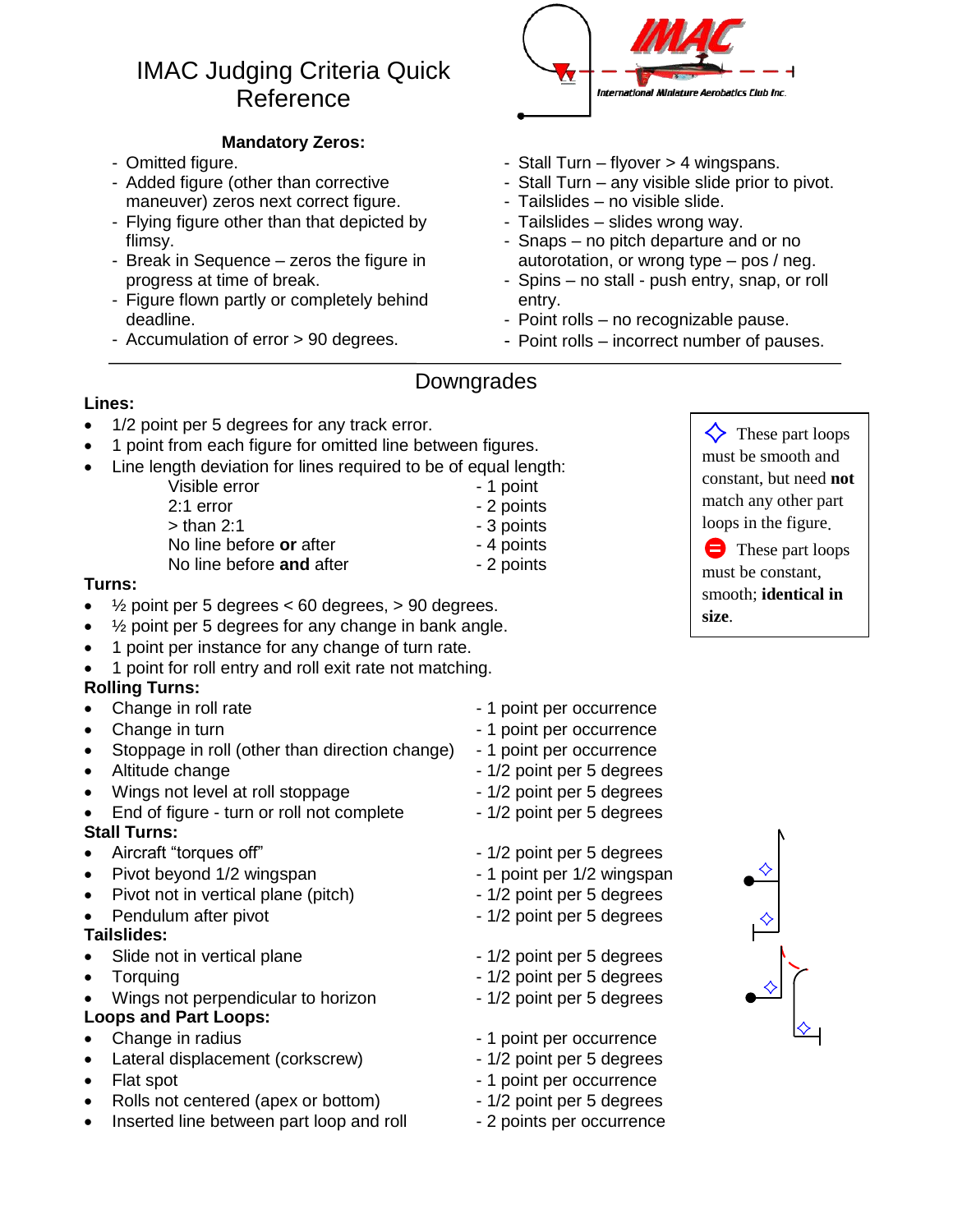# IMAC Judging Criteria Quick Reference

International Miniature Aerobatics Club Inc.

## Mandatory Zeros:

- Omitted figure.
- Added figure (other than corrective maneuver) zeros next correct figure.
- Flying figure other than that depicted by flimsy.
- Break in Sequence – zeros the figure in progress at time of break.
- Figure flown partly or completely behind deadline.
- Accumulation of error > 90 degrees.
- Stall Turn – flyover > 4 wingspans.
- Stall Turn – any visible slide prior to pivot.
- Tailslides – no visible slide.
- Tailslides – slides wrong way.
- Snaps – no pitch departure and or no autorotation, or wrong type – pos / neg.
- Spins – no stall - push entry, snap, or roll entry.
- Point rolls – no recognizable pause.
- Point rolls – incorrect number of pauses.

---

## Downgrades

### Lines:

- 1/2 point per 5 degrees for any track error.
- 1 point from each figure for omitted line between figures.
- Line length deviation for lines required to be of equal length:

| | |
|---|---|
| Visible error | - 1 point |
| 2:1 error | - 2 points |
| > than 2:1 | - 3 points |
| No line before **or** after | - 4 points |
| No line before **and** after | - 2 points |

### Turns:

- ½ point per 5 degrees < 60 degrees, > 90 degrees.
- ½ point per 5 degrees for any change in bank angle.
- 1 point per instance for any change of turn rate.
- 1 point for roll entry and roll exit rate not matching.

### Rolling Turns:

| | |
|---|---|
| Change in roll rate | - 1 point per occurrence |
| Change in turn | - 1 point per occurrence |
| Stoppage in roll (other than direction change) | - 1 point per occurrence |
| Altitude change | - 1/2 point per 5 degrees |
| Wings not level at roll stoppage | - 1/2 point per 5 degrees |
| End of figure - turn or roll not complete | - 1/2 point per 5 degrees |

### Stall Turns:

| | |
|---|---|
| Aircraft "torques off" | - 1/2 point per 5 degrees |
| Pivot beyond 1/2 wingspan | - 1 point per 1/2 wingspan |
| Pivot not in vertical plane (pitch) | - 1/2 point per 5 degrees |
| Pendulum after pivot | - 1/2 point per 5 degrees |

### Tailslides:

| | |
|---|---|
| Slide not in vertical plane | - 1/2 point per 5 degrees |
| Torquing | - 1/2 point per 5 degrees |
| Wings not perpendicular to horizon | - 1/2 point per 5 degrees |

### Loops and Part Loops:

| | |
|---|---|
| Change in radius | - 1 point per occurrence |
| Lateral displacement (corkscrew) | - 1/2 point per 5 degrees |
| Flat spot | - 1 point per occurrence |
| Rolls not centered (apex or bottom) | - 1/2 point per 5 degrees |
| Inserted line between part loop and roll | - 2 points per occurrence |

◇ These part loops must be smooth and constant, but need **not** match any other part loops in the figure.

⊖ These part loops must be constant, smooth; **identical in size**.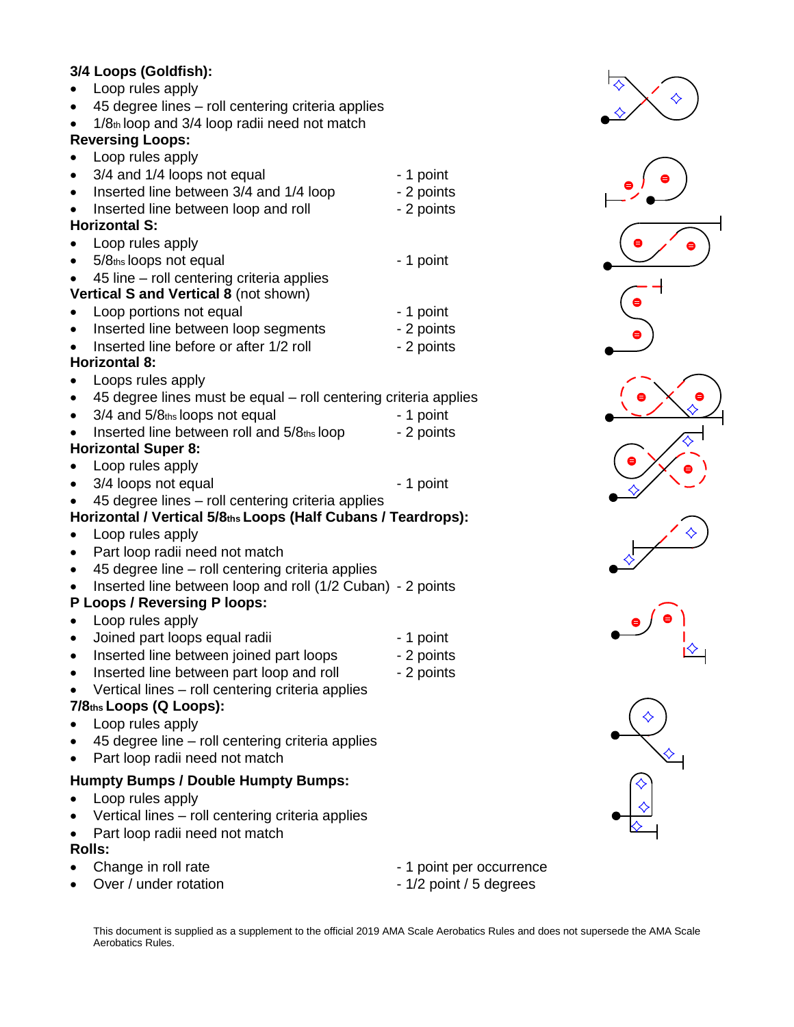**3/4 Loops (Goldfish):**

- Loop rules apply
- 45 degree lines – roll centering criteria applies
- 1/8th loop and 3/4 loop radii need not match

**Reversing Loops:**

- Loop rules apply
- 3/4 and 1/4 loops not equal - 1 point
- Inserted line between 3/4 and 1/4 loop - 2 points
- Inserted line between loop and roll - 2 points

**Horizontal S:**

- Loop rules apply
- 5/8ths loops not equal - 1 point
- 45 line – roll centering criteria applies

**Vertical S and Vertical 8** (not shown)

- Loop portions not equal - 1 point
- Inserted line between loop segments - 2 points
- Inserted line before or after 1/2 roll - 2 points

**Horizontal 8:**

- Loops rules apply
- 45 degree lines must be equal – roll centering criteria applies
- 3/4 and 5/8ths loops not equal - 1 point
- Inserted line between roll and 5/8ths loop - 2 points

**Horizontal Super 8:**

- Loop rules apply
- 3/4 loops not equal - 1 point
- 45 degree lines – roll centering criteria applies

**Horizontal / Vertical 5/8ths Loops (Half Cubans / Teardrops):**

- Loop rules apply
- Part loop radii need not match
- 45 degree line – roll centering criteria applies
- Inserted line between loop and roll (1/2 Cuban) - 2 points

**P Loops / Reversing P loops:**

- Loop rules apply
- Joined part loops equal radii - 1 point
- Inserted line between joined part loops - 2 points
- Inserted line between part loop and roll - 2 points
- Vertical lines – roll centering criteria applies

**7/8ths Loops (Q Loops):**

- Loop rules apply
- 45 degree line – roll centering criteria applies
- Part loop radii need not match

**Humpty Bumps / Double Humpty Bumps:**

- Loop rules apply
- Vertical lines – roll centering criteria applies
- Part loop radii need not match

**Rolls:**

- Change in roll rate - 1 point per occurrence
- Over / under rotation - 1/2 point / 5 degrees

This document is supplied as a supplement to the official 2019 AMA Scale Aerobatics Rules and does not supersede the AMA Scale Aerobatics Rules.